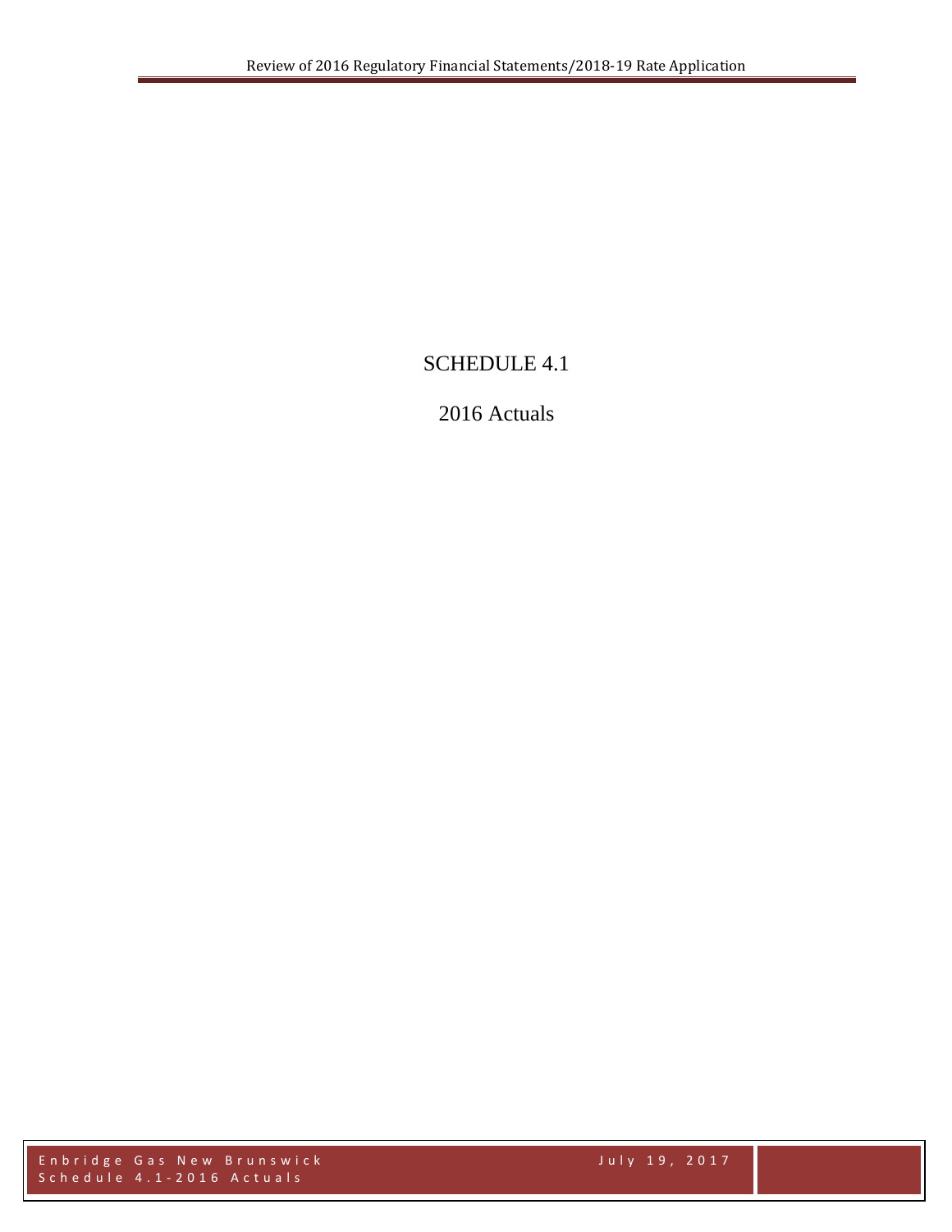# SCHEDULE 4.1

## 2016 Actuals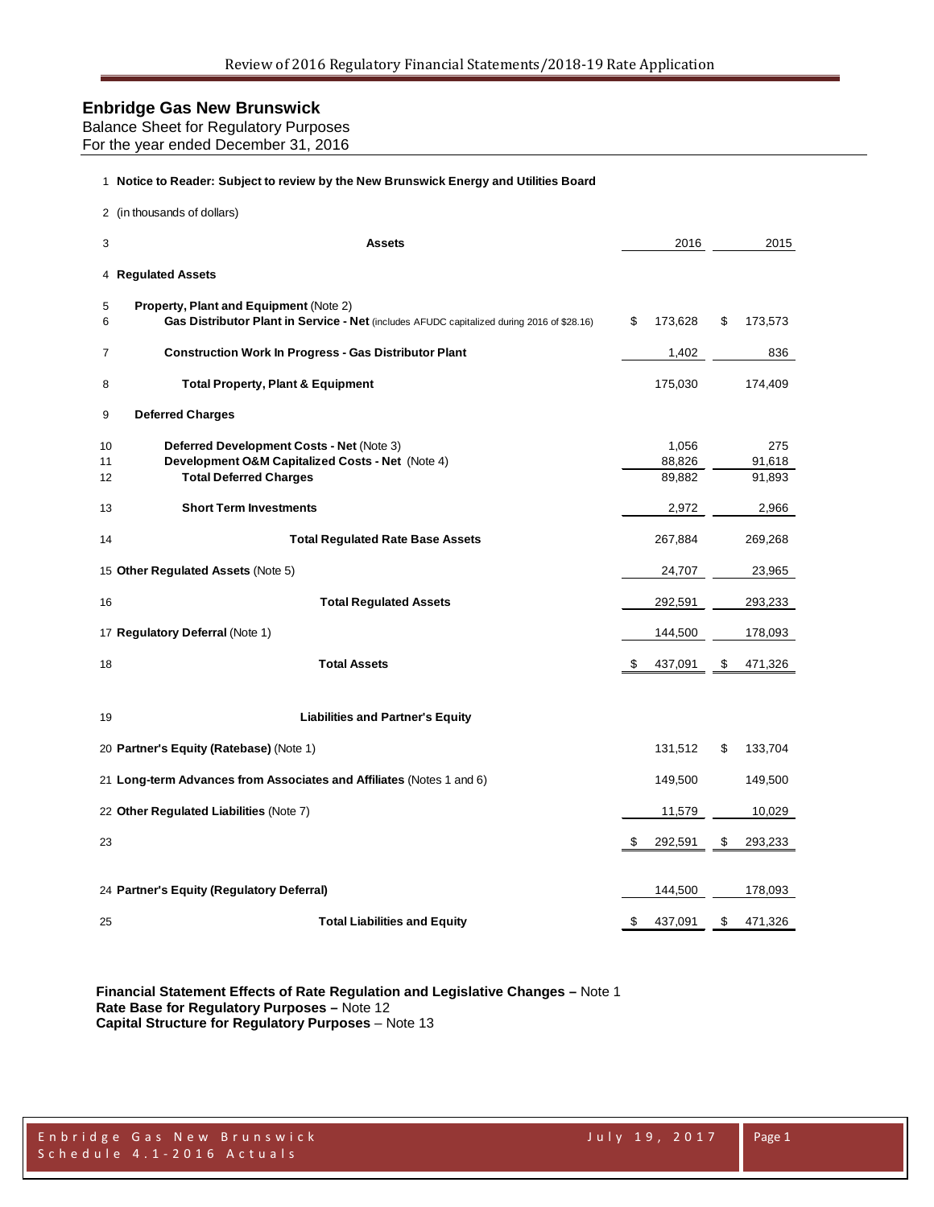## Enbridge Gas New Brunswick

Balance Sheet for Regulatory Purposes
For the year ended December 31, 2016

| Line | | | 2016 | 2015 |
|---|---|---|---|---|
| 1 | **Notice to Reader: Subject to review by the New Brunswick Energy and Utilities Board** | | | |
| 2 | (in thousands of dollars) | | | |
| 3 | **Assets** | | 2016 | 2015 |
| 4 | **Regulated Assets** | | | |
| 5 | **Property, Plant and Equipment** (Note 2) | | | |
| 6 | **Gas Distributor Plant in Service - Net** (includes AFUDC capitalized during 2016 of $28.16) | $ | 173,628 | $ 173,573 |
| 7 | **Construction Work In Progress - Gas Distributor Plant** | | 1,402 | 836 |
| 8 | **Total Property, Plant & Equipment** | | 175,030 | 174,409 |
| 9 | **Deferred Charges** | | | |
| 10 | **Deferred Development Costs - Net** (Note 3) | | 1,056 | 275 |
| 11 | **Development O&M Capitalized Costs - Net** (Note 4) | | 88,826 | 91,618 |
| 12 | **Total Deferred Charges** | | 89,882 | 91,893 |
| 13 | **Short Term Investments** | | 2,972 | 2,966 |
| 14 | **Total Regulated Rate Base Assets** | | 267,884 | 269,268 |
| 15 | **Other Regulated Assets** (Note 5) | | 24,707 | 23,965 |
| 16 | **Total Regulated Assets** | | 292,591 | 293,233 |
| 17 | **Regulatory Deferral** (Note 1) | | 144,500 | 178,093 |
| 18 | **Total Assets** | $ | 437,091 | $ 471,326 |
| 19 | **Liabilities and Partner's Equity** | | | |
| 20 | **Partner's Equity (Ratebase)** (Note 1) | | 131,512 | $ 133,704 |
| 21 | **Long-term Advances from Associates and Affiliates** (Notes 1 and 6) | | 149,500 | 149,500 |
| 22 | **Other Regulated Liabilities** (Note 7) | | 11,579 | 10,029 |
| 23 | | $ | 292,591 | $ 293,233 |
| 24 | **Partner's Equity (Regulatory Deferral)** | | 144,500 | 178,093 |
| 25 | **Total Liabilities and Equity** | $ | 437,091 | $ 471,326 |

**Financial Statement Effects of Rate Regulation and Legislative Changes –** Note 1
**Rate Base for Regulatory Purposes –** Note 12
**Capital Structure for Regulatory Purposes** – Note 13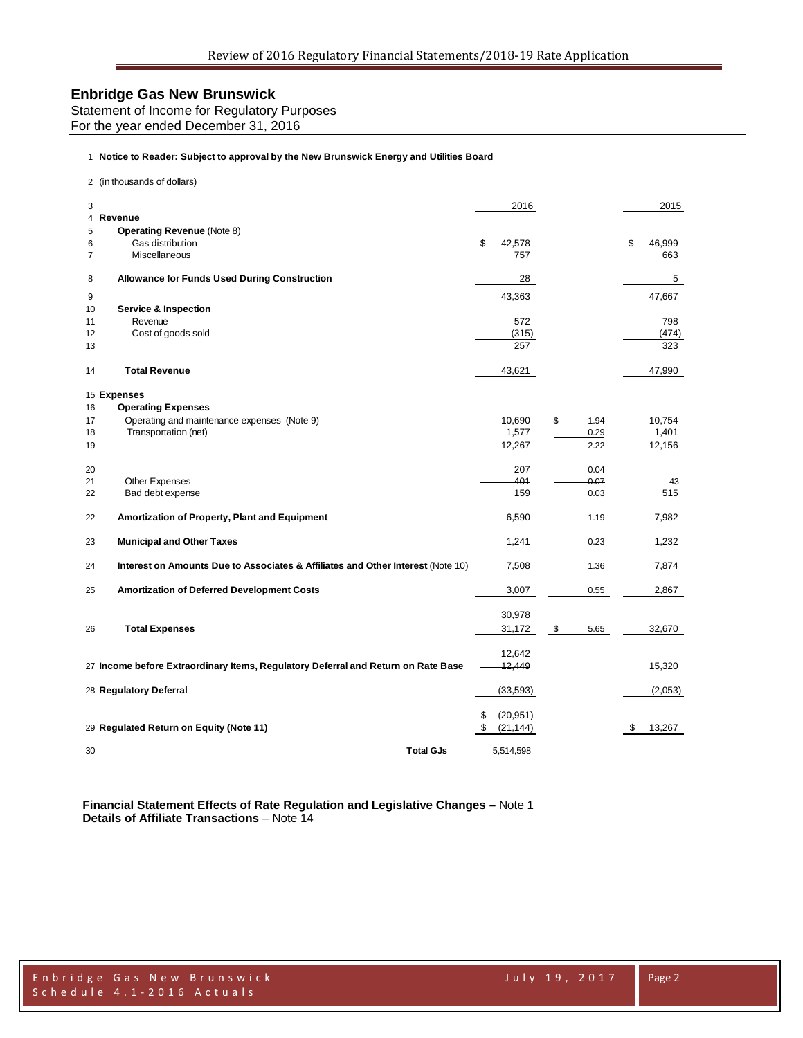# Enbridge Gas New Brunswick

Statement of Income for Regulatory Purposes
For the year ended December 31, 2016

1 **Notice to Reader: Subject to approval by the New Brunswick Energy and Utilities Board**

2 (in thousands of dollars)

| # | | 2016 | | 2015 |
|---|---|---|---|---|
| 4 | **Revenue** | | | |
| 5 | **Operating Revenue** (Note 8) | | | |
| 6 | Gas distribution | $ 42,578 | | $ 46,999 |
| 7 | Miscellaneous | 757 | | 663 |
| 8 | **Allowance for Funds Used During Construction** | 28 | | 5 |
| 9 | | 43,363 | | 47,667 |
| 10 | **Service & Inspection** | | | |
| 11 | Revenue | 572 | | 798 |
| 12 | Cost of goods sold | (315) | | (474) |
| 13 | | 257 | | 323 |
| 14 | **Total Revenue** | 43,621 | | 47,990 |
| 15 | **Expenses** | | | |
| 16 | **Operating Expenses** | | | |
| 17 | Operating and maintenance expenses (Note 9) | 10,690 | $ 1.94 | 10,754 |
| 18 | Transportation (net) | 1,577 | 0.29 | 1,401 |
| 19 | | 12,267 | 2.22 | 12,156 |
| 20 | | 207 | 0.04 | |
| 21 | Other Expenses | ~~401~~ | ~~0.07~~ | 43 |
| 22 | Bad debt expense | 159 | 0.03 | 515 |
| 22 | **Amortization of Property, Plant and Equipment** | 6,590 | 1.19 | 7,982 |
| 23 | **Municipal and Other Taxes** | 1,241 | 0.23 | 1,232 |
| 24 | **Interest on Amounts Due to Associates & Affiliates and Other Interest** (Note 10) | 7,508 | 1.36 | 7,874 |
| 25 | **Amortization of Deferred Development Costs** | 3,007 | 0.55 | 2,867 |
| | | 30,978 | | |
| 26 | **Total Expenses** | ~~31,172~~ | $ 5.65 | 32,670 |
| | | 12,642 | | |
| 27 | **Income before Extraordinary Items, Regulatory Deferral and Return on Rate Base** | ~~12,449~~ | | 15,320 |
| 28 | **Regulatory Deferral** | (33,593) | | (2,053) |
| | | $ (20,951) | | |
| 29 | **Regulated Return on Equity (Note 11)** | ~~$ (21,144)~~ | | $ 13,267 |
| 30 | **Total GJs** | 5,514,598 | | |

**Financial Statement Effects of Rate Regulation and Legislative Changes –** Note 1
**Details of Affiliate Transactions** – Note 14

Enbridge Gas New Brunswick
Schedule 4.1 - 2016 Actuals

July 19, 2017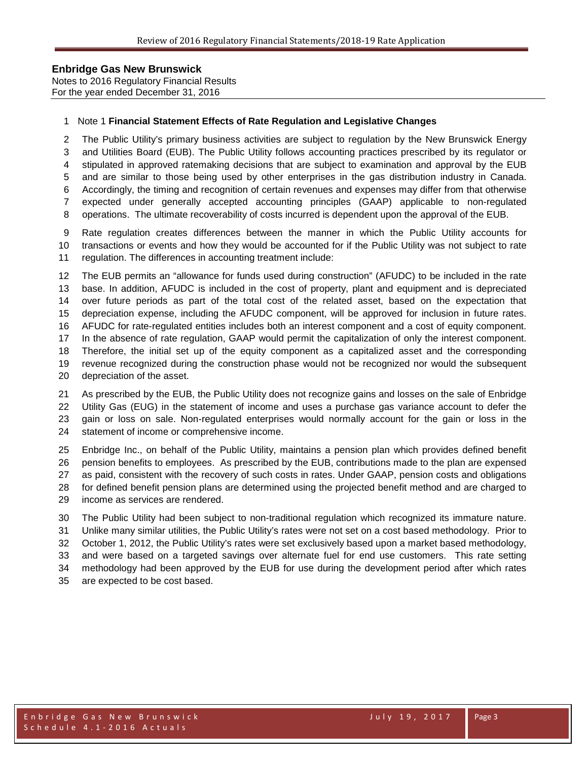**Enbridge Gas New Brunswick**
Notes to 2016 Regulatory Financial Results
For the year ended December 31, 2016

Note 1 **Financial Statement Effects of Rate Regulation and Legislative Changes**

The Public Utility's primary business activities are subject to regulation by the New Brunswick Energy and Utilities Board (EUB). The Public Utility follows accounting practices prescribed by its regulator or stipulated in approved ratemaking decisions that are subject to examination and approval by the EUB and are similar to those being used by other enterprises in the gas distribution industry in Canada. Accordingly, the timing and recognition of certain revenues and expenses may differ from that otherwise expected under generally accepted accounting principles (GAAP) applicable to non-regulated operations. The ultimate recoverability of costs incurred is dependent upon the approval of the EUB.

Rate regulation creates differences between the manner in which the Public Utility accounts for transactions or events and how they would be accounted for if the Public Utility was not subject to rate regulation. The differences in accounting treatment include:

The EUB permits an "allowance for funds used during construction" (AFUDC) to be included in the rate base. In addition, AFUDC is included in the cost of property, plant and equipment and is depreciated over future periods as part of the total cost of the related asset, based on the expectation that depreciation expense, including the AFUDC component, will be approved for inclusion in future rates. AFUDC for rate-regulated entities includes both an interest component and a cost of equity component. In the absence of rate regulation, GAAP would permit the capitalization of only the interest component. Therefore, the initial set up of the equity component as a capitalized asset and the corresponding revenue recognized during the construction phase would not be recognized nor would the subsequent depreciation of the asset.

As prescribed by the EUB, the Public Utility does not recognize gains and losses on the sale of Enbridge Utility Gas (EUG) in the statement of income and uses a purchase gas variance account to defer the gain or loss on sale. Non-regulated enterprises would normally account for the gain or loss in the statement of income or comprehensive income.

Enbridge Inc., on behalf of the Public Utility, maintains a pension plan which provides defined benefit pension benefits to employees. As prescribed by the EUB, contributions made to the plan are expensed as paid, consistent with the recovery of such costs in rates. Under GAAP, pension costs and obligations for defined benefit pension plans are determined using the projected benefit method and are charged to income as services are rendered.

The Public Utility had been subject to non-traditional regulation which recognized its immature nature. Unlike many similar utilities, the Public Utility's rates were not set on a cost based methodology. Prior to October 1, 2012, the Public Utility's rates were set exclusively based upon a market based methodology, and were based on a targeted savings over alternate fuel for end use customers. This rate setting methodology had been approved by the EUB for use during the development period after which rates are expected to be cost based.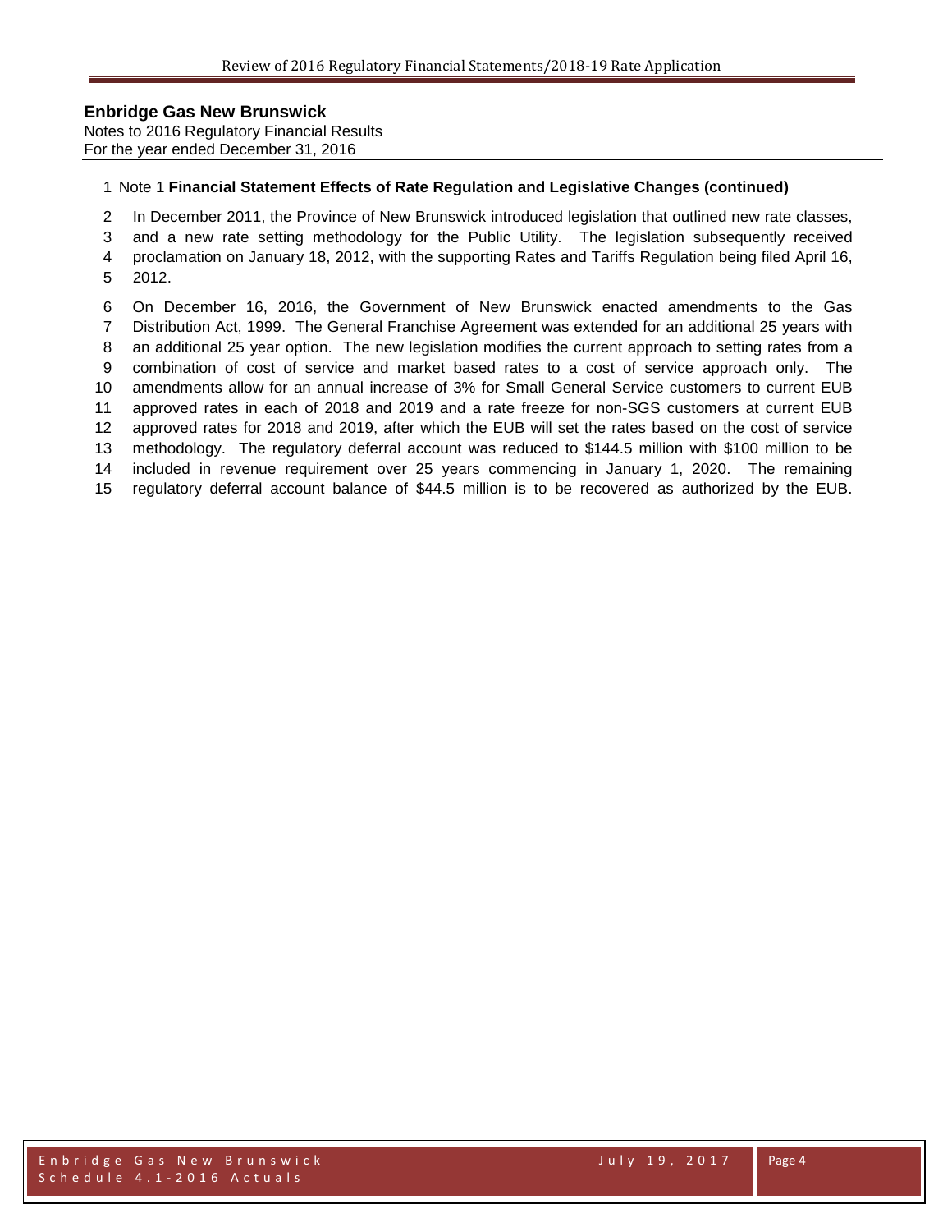**Enbridge Gas New Brunswick**
Notes to 2016 Regulatory Financial Results
For the year ended December 31, 2016

Note 1 **Financial Statement Effects of Rate Regulation and Legislative Changes (continued)**

In December 2011, the Province of New Brunswick introduced legislation that outlined new rate classes, and a new rate setting methodology for the Public Utility. The legislation subsequently received proclamation on January 18, 2012, with the supporting Rates and Tariffs Regulation being filed April 16, 2012.

On December 16, 2016, the Government of New Brunswick enacted amendments to the Gas Distribution Act, 1999. The General Franchise Agreement was extended for an additional 25 years with an additional 25 year option. The new legislation modifies the current approach to setting rates from a combination of cost of service and market based rates to a cost of service approach only. The amendments allow for an annual increase of 3% for Small General Service customers to current EUB approved rates in each of 2018 and 2019 and a rate freeze for non-SGS customers at current EUB approved rates for 2018 and 2019, after which the EUB will set the rates based on the cost of service methodology. The regulatory deferral account was reduced to $144.5 million with $100 million to be included in revenue requirement over 25 years commencing in January 1, 2020. The remaining regulatory deferral account balance of $44.5 million is to be recovered as authorized by the EUB.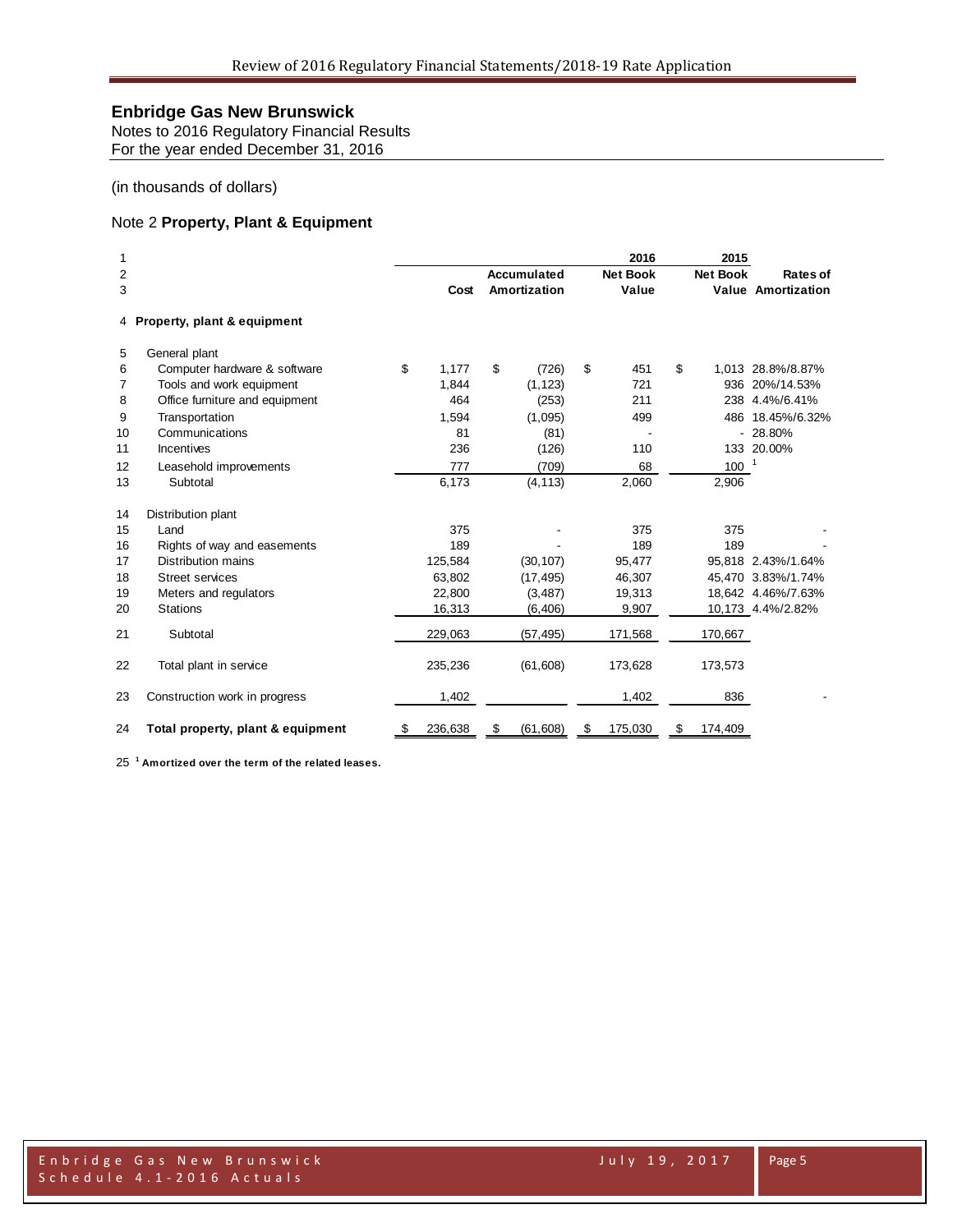## Enbridge Gas New Brunswick

Notes to 2016 Regulatory Financial Results
For the year ended December 31, 2016

(in thousands of dollars)

### Note 2 **Property, Plant & Equipment**

| | | Cost | Accumulated Amortization | 2016 Net Book Value | 2015 Net Book Value | Rates of Amortization |
|---|---|---|---|---|---|---|
| 4 | **Property, plant & equipment** | | | | | |
| 5 | General plant | | | | | |
| 6 | Computer hardware & software | $ 1,177 | $ (726) | $ 451 | $ 1,013 | 28.8%/8.87% |
| 7 | Tools and work equipment | 1,844 | (1,123) | 721 | 936 | 20%/14.53% |
| 8 | Office furniture and equipment | 464 | (253) | 211 | 238 | 4.4%/6.41% |
| 9 | Transportation | 1,594 | (1,095) | 499 | 486 | 18.45%/6.32% |
| 10 | Communications | 81 | (81) | - | - | 28.80% |
| 11 | Incentives | 236 | (126) | 110 | 133 | 20.00% |
| 12 | Leasehold improvements | 777 | (709) | 68 | 100 | [1] |
| 13 | Subtotal | 6,173 | (4,113) | 2,060 | 2,906 | |
| 14 | Distribution plant | | | | | |
| 15 | Land | 375 | - | 375 | 375 | - |
| 16 | Rights of way and easements | 189 | - | 189 | 189 | - |
| 17 | Distribution mains | 125,584 | (30,107) | 95,477 | 95,818 | 2.43%/1.64% |
| 18 | Street services | 63,802 | (17,495) | 46,307 | 45,470 | 3.83%/1.74% |
| 19 | Meters and regulators | 22,800 | (3,487) | 19,313 | 18,642 | 4.46%/7.63% |
| 20 | Stations | 16,313 | (6,406) | 9,907 | 10,173 | 4.4%/2.82% |
| 21 | Subtotal | 229,063 | (57,495) | 171,568 | 170,667 | |
| 22 | Total plant in service | 235,236 | (61,608) | 173,628 | 173,573 | |
| 23 | Construction work in progress | 1,402 | | 1,402 | 836 | - |
| 24 | **Total property, plant & equipment** | $ 236,638 | $ (61,608) | $ 175,030 | $ 174,409 | |

25 [1] **Amortized over the term of the related leases.**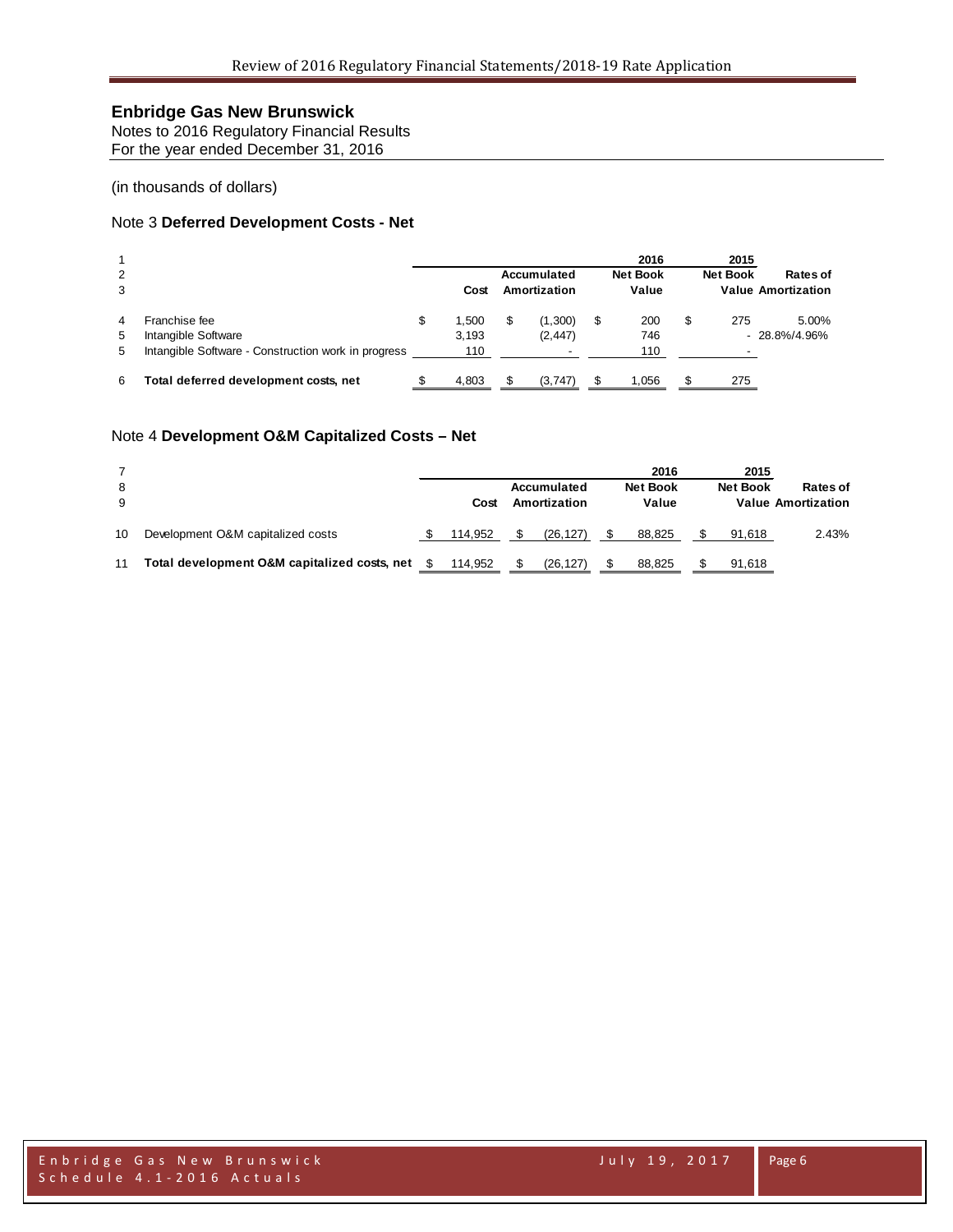**Enbridge Gas New Brunswick**
Notes to 2016 Regulatory Financial Results
For the year ended December 31, 2016

(in thousands of dollars)

## Note 3 **Deferred Development Costs - Net**

| | | Cost | Accumulated Amortization | 2016 Net Book Value | 2015 Net Book Value | Rates of Amortization |
|---|---|---|---|---|---|---|
| 4 | Franchise fee | $ 1,500 | $ (1,300) | $ 200 | $ 275 | 5.00% |
| 5 | Intangible Software | 3,193 | (2,447) | 746 | - | 28.8%/4.96% |
| 5 | Intangible Software - Construction work in progress | 110 | - | 110 | - | |
| 6 | **Total deferred development costs, net** | $ 4,803 | $ (3,747) | $ 1,056 | $ 275 | |

## Note 4 **Development O&M Capitalized Costs – Net**

| | | Cost | Accumulated Amortization | 2016 Net Book Value | 2015 Net Book Value | Rates of Amortization |
|---|---|---|---|---|---|---|
| 10 | Development O&M capitalized costs | $ 114,952 | $ (26,127) | $ 88,825 | $ 91,618 | 2.43% |
| 11 | **Total development O&M capitalized costs, net** | $ 114,952 | $ (26,127) | $ 88,825 | $ 91,618 | |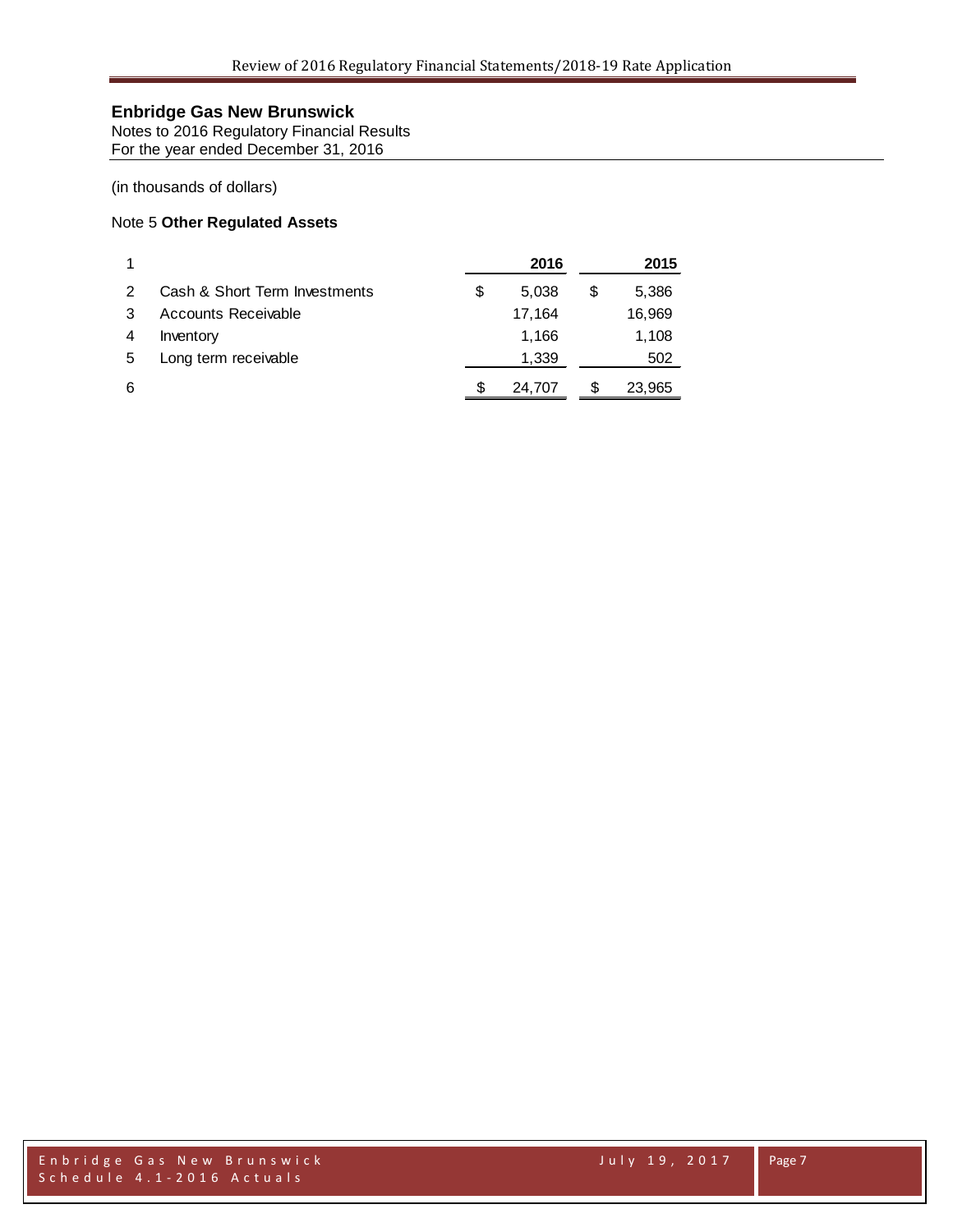**Enbridge Gas New Brunswick**

Notes to 2016 Regulatory Financial Results
For the year ended December 31, 2016

(in thousands of dollars)

Note 5 **Other Regulated Assets**

| 1 | | | **2016** | | **2015** |
|---|---|---|---|---|---|
| 2 | Cash & Short Term Investments | $ | 5,038 | $ | 5,386 |
| 3 | Accounts Receivable | | 17,164 | | 16,969 |
| 4 | Inventory | | 1,166 | | 1,108 |
| 5 | Long term receivable | | 1,339 | | 502 |
| 6 | | $ | 24,707 | $ | 23,965 |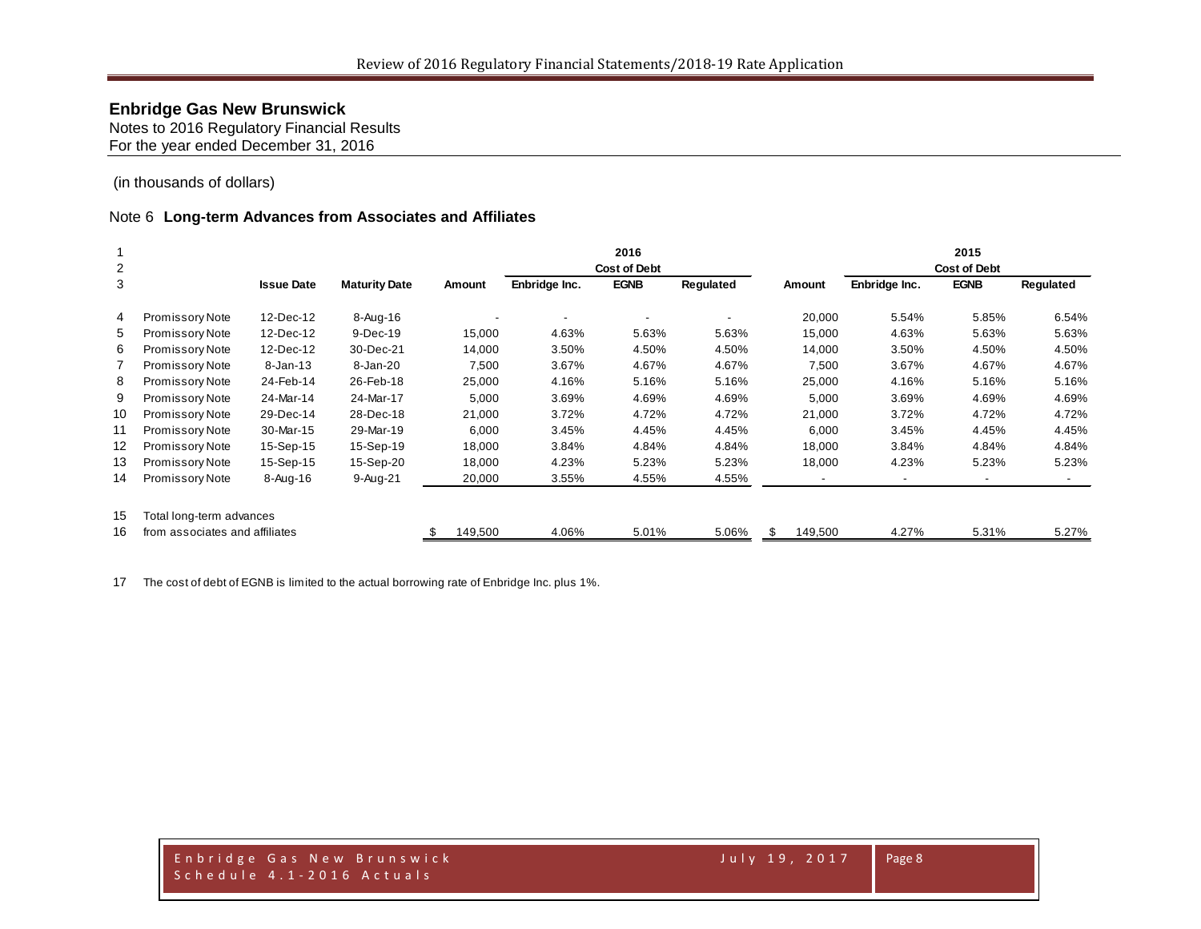# Enbridge Gas New Brunswick

Notes to 2016 Regulatory Financial Results
For the year ended December 31, 2016

(in thousands of dollars)

## Note 6 Long-term Advances from Associates and Affiliates

| | | | | 2016 | | | | 2015 | | | |
|---|---|---|---|---|---|---|---|---|---|---|---|
| | | | | | Cost of Debt | | | | Cost of Debt | | |
| | | Issue Date | Maturity Date | Amount | Enbridge Inc. | EGNB | Regulated | Amount | Enbridge Inc. | EGNB | Regulated |
| 4 | Promissory Note | 12-Dec-12 | 8-Aug-16 | - | - | - | - | 20,000 | 5.54% | 5.85% | 6.54% |
| 5 | Promissory Note | 12-Dec-12 | 9-Dec-19 | 15,000 | 4.63% | 5.63% | 5.63% | 15,000 | 4.63% | 5.63% | 5.63% |
| 6 | Promissory Note | 12-Dec-12 | 30-Dec-21 | 14,000 | 3.50% | 4.50% | 4.50% | 14,000 | 3.50% | 4.50% | 4.50% |
| 7 | Promissory Note | 8-Jan-13 | 8-Jan-20 | 7,500 | 3.67% | 4.67% | 4.67% | 7,500 | 3.67% | 4.67% | 4.67% |
| 8 | Promissory Note | 24-Feb-14 | 26-Feb-18 | 25,000 | 4.16% | 5.16% | 5.16% | 25,000 | 4.16% | 5.16% | 5.16% |
| 9 | Promissory Note | 24-Mar-14 | 24-Mar-17 | 5,000 | 3.69% | 4.69% | 4.69% | 5,000 | 3.69% | 4.69% | 4.69% |
| 10 | Promissory Note | 29-Dec-14 | 28-Dec-18 | 21,000 | 3.72% | 4.72% | 4.72% | 21,000 | 3.72% | 4.72% | 4.72% |
| 11 | Promissory Note | 30-Mar-15 | 29-Mar-19 | 6,000 | 3.45% | 4.45% | 4.45% | 6,000 | 3.45% | 4.45% | 4.45% |
| 12 | Promissory Note | 15-Sep-15 | 15-Sep-19 | 18,000 | 3.84% | 4.84% | 4.84% | 18,000 | 3.84% | 4.84% | 4.84% |
| 13 | Promissory Note | 15-Sep-15 | 15-Sep-20 | 18,000 | 4.23% | 5.23% | 5.23% | 18,000 | 4.23% | 5.23% | 5.23% |
| 14 | Promissory Note | 8-Aug-16 | 9-Aug-21 | 20,000 | 3.55% | 4.55% | 4.55% | - | - | - | - |
| 15 | Total long-term advances | | | | | | | | | | |
| 16 | from associates and affiliates | | | $ 149,500 | 4.06% | 5.01% | 5.06% | $ 149,500 | 4.27% | 5.31% | 5.27% |

17 The cost of debt of EGNB is limited to the actual borrowing rate of Enbridge Inc. plus 1%.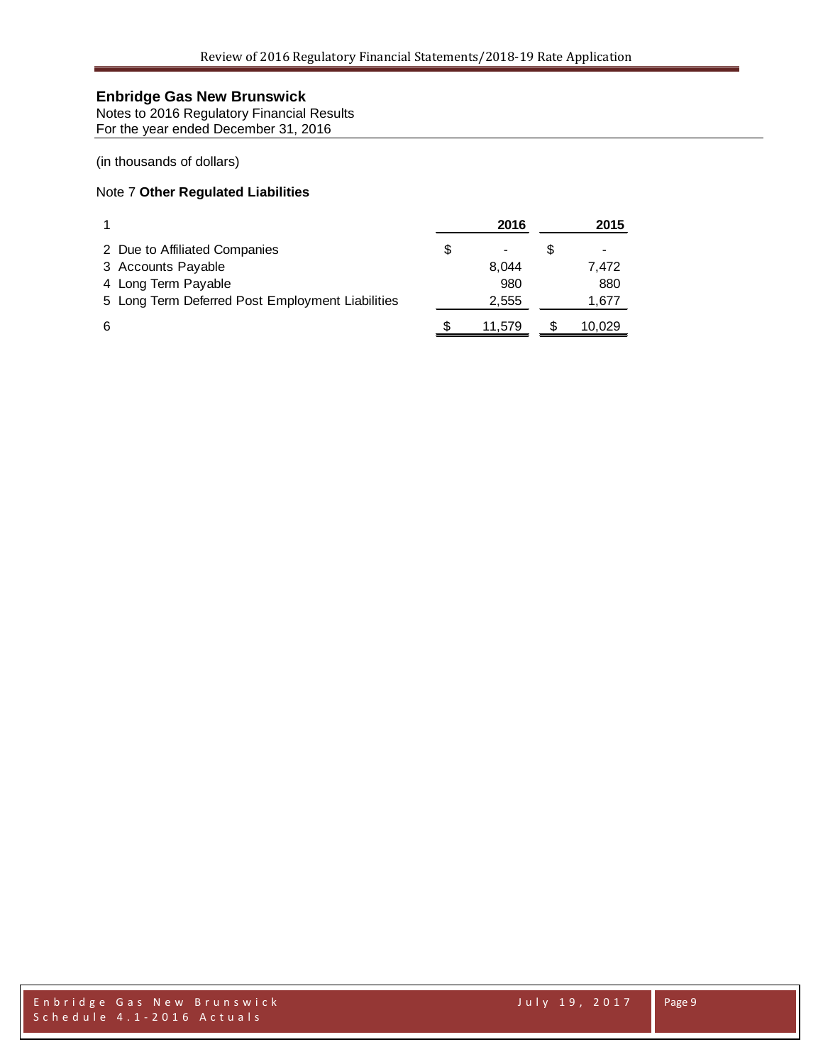## Enbridge Gas New Brunswick

Notes to 2016 Regulatory Financial Results
For the year ended December 31, 2016

(in thousands of dollars)

### Note 7 **Other Regulated Liabilities**

| 1 | | 2016 | | 2015 |
|---|---|---|---|---|
| 2 Due to Affiliated Companies | $ | - | $ | - |
| 3 Accounts Payable | | 8,044 | | 7,472 |
| 4 Long Term Payable | | 980 | | 880 |
| 5 Long Term Deferred Post Employment Liabilities | | 2,555 | | 1,677 |
| 6 | $ | 11,579 | $ | 10,029 |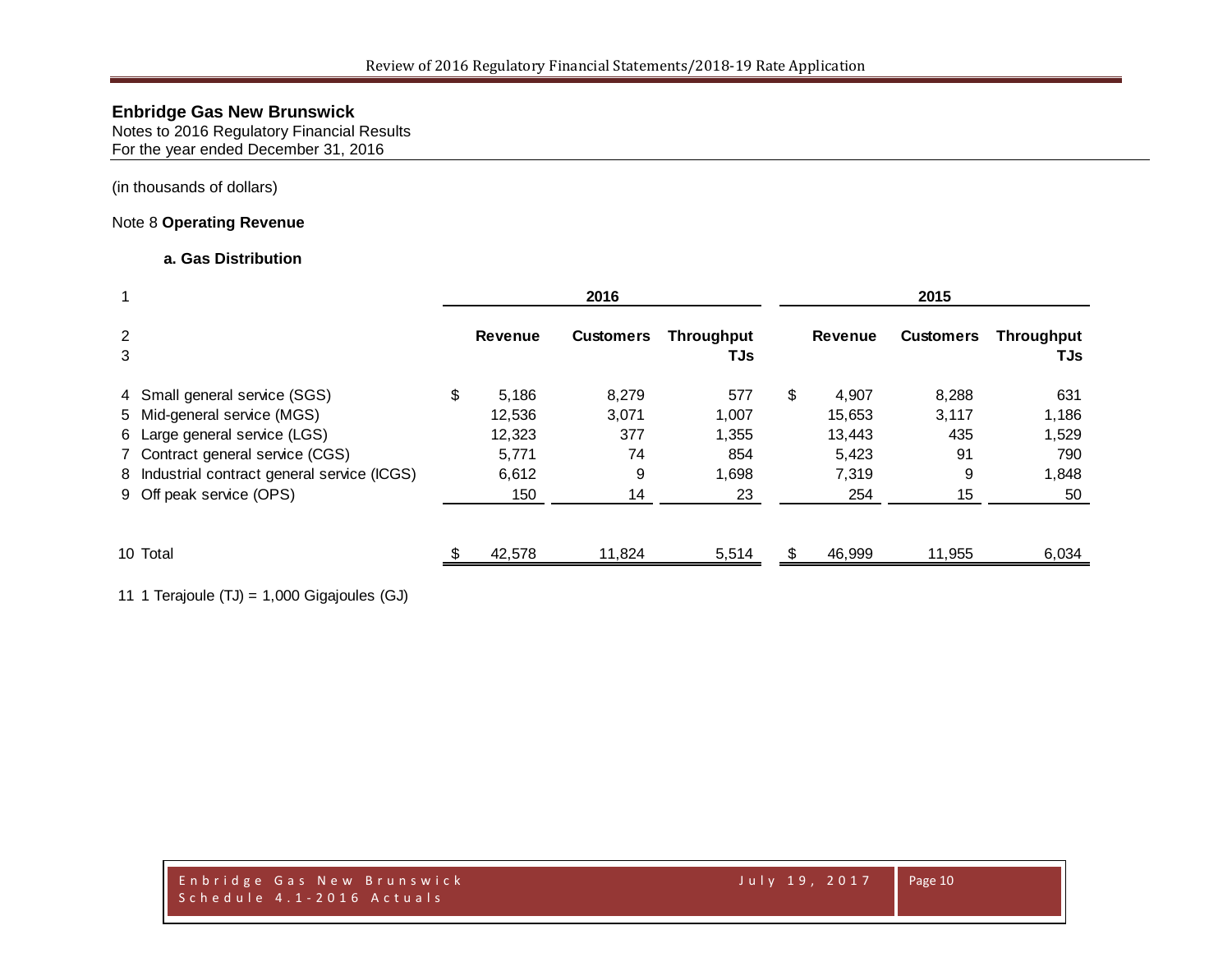**Enbridge Gas New Brunswick**
Notes to 2016 Regulatory Financial Results
For the year ended December 31, 2016

(in thousands of dollars)

Note 8 **Operating Revenue**

**a. Gas Distribution**

| 1 | | 2016 | | | 2015 | | |
|---|---|---|---|---|---|---|---|
| 2<br>3 | | **Revenue** | **Customers** | **Throughput TJs** | **Revenue** | **Customers** | **Throughput TJs** |
| 4 | Small general service (SGS) | $ 5,186 | 8,279 | 577 | $ 4,907 | 8,288 | 631 |
| 5 | Mid-general service (MGS) | 12,536 | 3,071 | 1,007 | 15,653 | 3,117 | 1,186 |
| 6 | Large general service (LGS) | 12,323 | 377 | 1,355 | 13,443 | 435 | 1,529 |
| 7 | Contract general service (CGS) | 5,771 | 74 | 854 | 5,423 | 91 | 790 |
| 8 | Industrial contract general service (ICGS) | 6,612 | 9 | 1,698 | 7,319 | 9 | 1,848 |
| 9 | Off peak service (OPS) | 150 | 14 | 23 | 254 | 15 | 50 |
| 10 | Total | $ 42,578 | 11,824 | 5,514 | $ 46,999 | 11,955 | 6,034 |

11 1 Terajoule (TJ) = 1,000 Gigajoules (GJ)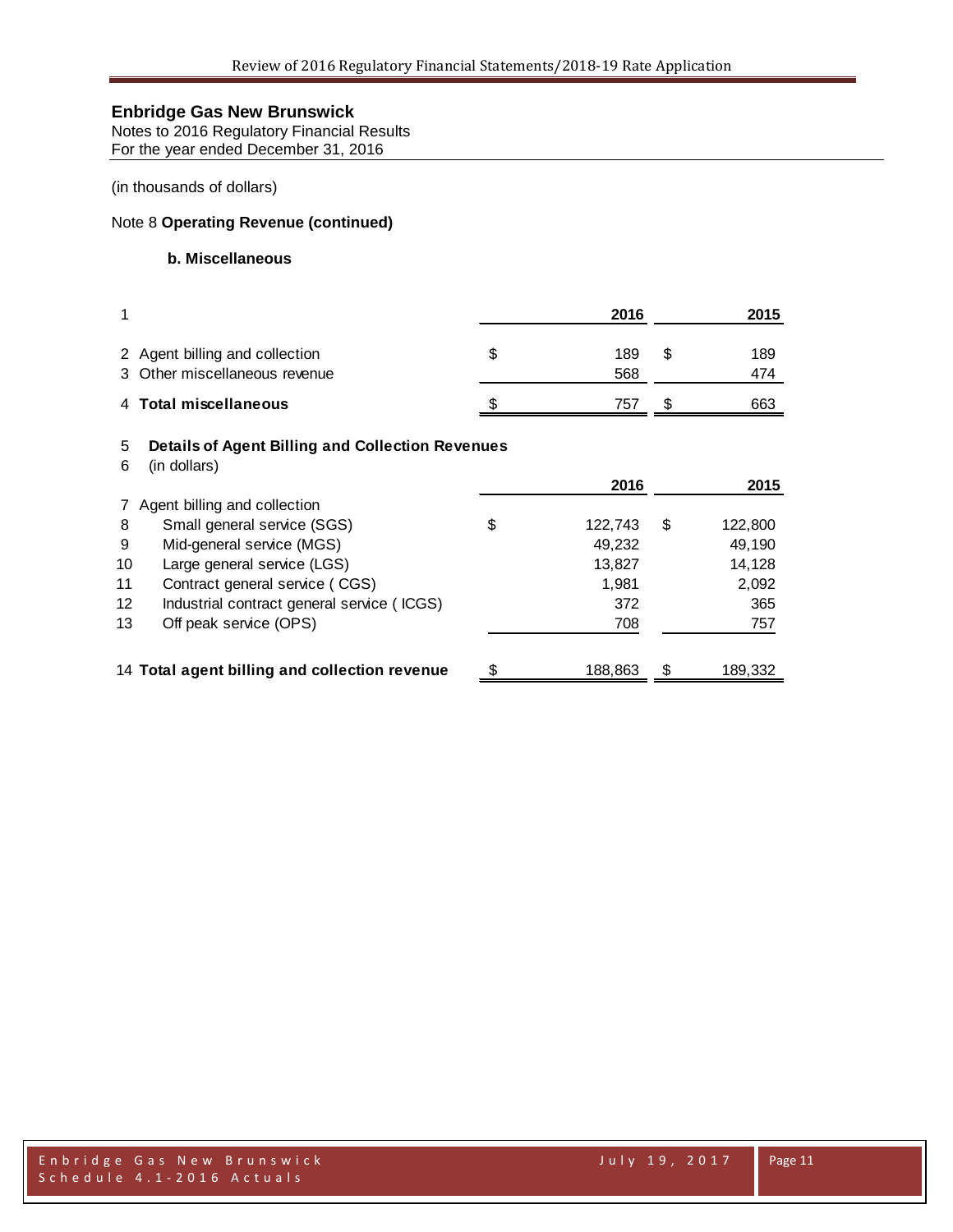**Enbridge Gas New Brunswick**
Notes to 2016 Regulatory Financial Results
For the year ended December 31, 2016

(in thousands of dollars)

Note 8 **Operating Revenue (continued)**

**b. Miscellaneous**

| 1 | | 2016 | 2015 |
|---|---|---|---|
| 2 | Agent billing and collection | $ 189 | $ 189 |
| 3 | Other miscellaneous revenue | 568 | 474 |
| 4 | **Total miscellaneous** | $ 757 | $ 663 |

| 5 | **Details of Agent Billing and Collection Revenues** | | |
|---|---|---|---|
| 6 | (in dollars) | **2016** | **2015** |
| 7 | Agent billing and collection | | |
| 8 | Small general service (SGS) | $ 122,743 | $ 122,800 |
| 9 | Mid-general service (MGS) | 49,232 | 49,190 |
| 10 | Large general service (LGS) | 13,827 | 14,128 |
| 11 | Contract general service ( CGS) | 1,981 | 2,092 |
| 12 | Industrial contract general service ( ICGS) | 372 | 365 |
| 13 | Off peak service (OPS) | 708 | 757 |
| 14 | **Total agent billing and collection revenue** | $ 188,863 | $ 189,332 |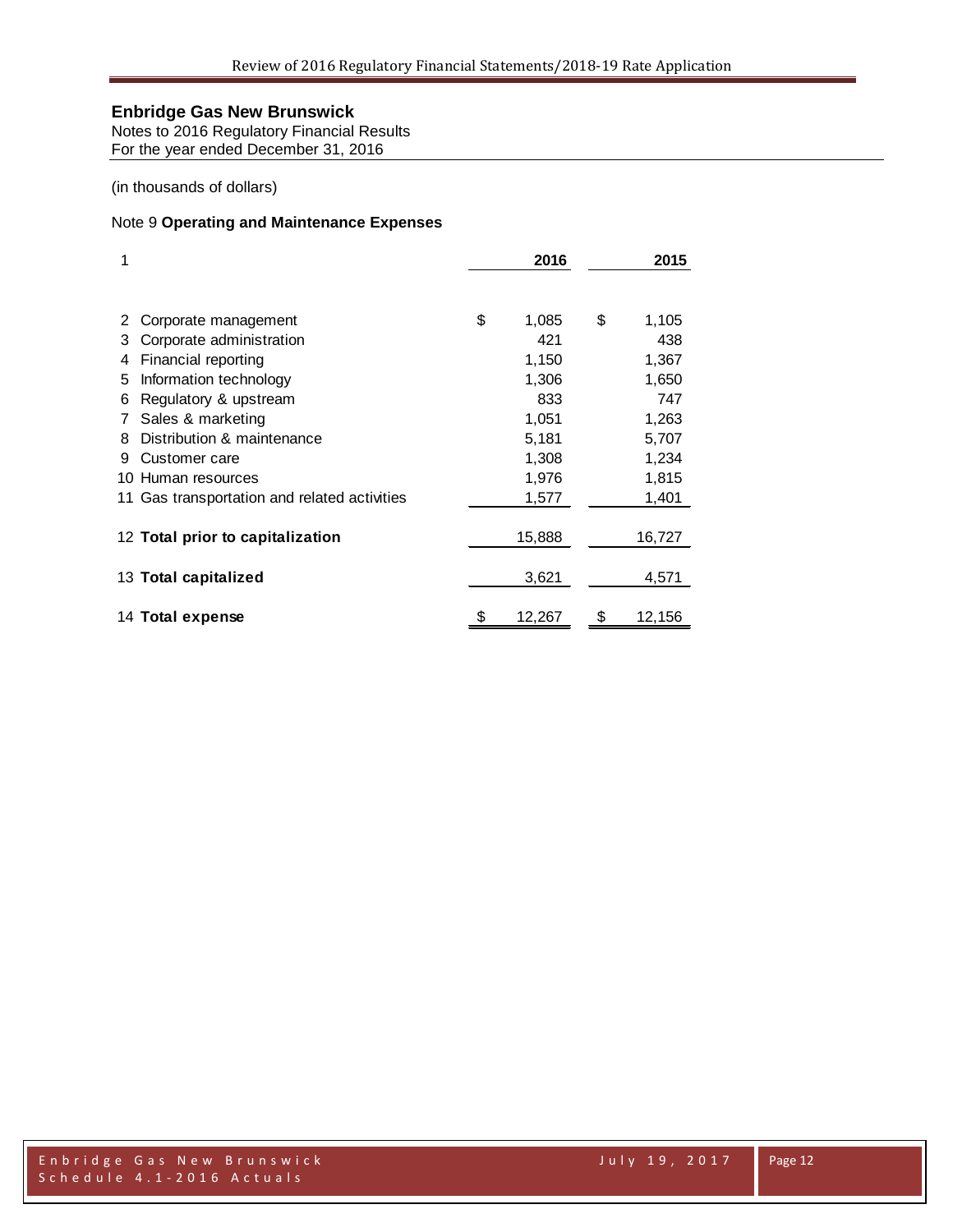**Enbridge Gas New Brunswick**
Notes to 2016 Regulatory Financial Results
For the year ended December 31, 2016

(in thousands of dollars)

Note 9 **Operating and Maintenance Expenses**

| 1 | | 2016 | 2015 |
|---|---|---|---|
| 2 | Corporate management | $ 1,085 | $ 1,105 |
| 3 | Corporate administration | 421 | 438 |
| 4 | Financial reporting | 1,150 | 1,367 |
| 5 | Information technology | 1,306 | 1,650 |
| 6 | Regulatory & upstream | 833 | 747 |
| 7 | Sales & marketing | 1,051 | 1,263 |
| 8 | Distribution & maintenance | 5,181 | 5,707 |
| 9 | Customer care | 1,308 | 1,234 |
| 10 | Human resources | 1,976 | 1,815 |
| 11 | Gas transportation and related activities | 1,577 | 1,401 |
| 12 | **Total prior to capitalization** | 15,888 | 16,727 |
| 13 | **Total capitalized** | 3,621 | 4,571 |
| 14 | **Total expense** | $ 12,267 | $ 12,156 |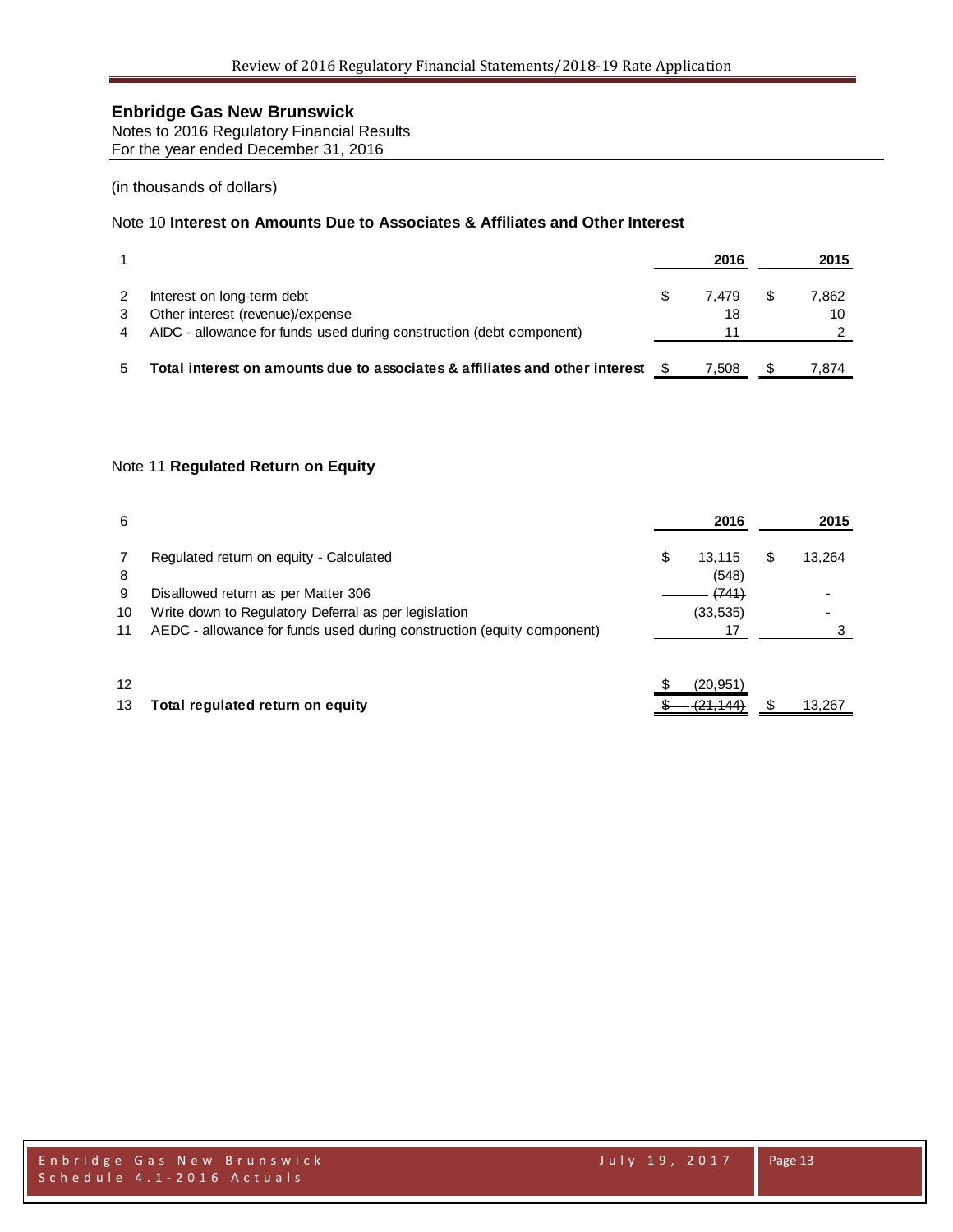**Enbridge Gas New Brunswick**

Notes to 2016 Regulatory Financial Results
For the year ended December 31, 2016

(in thousands of dollars)

Note 10 **Interest on Amounts Due to Associates & Affiliates and Other Interest**

| 1 | | 2016 | 2015 |
|---|---|---|---|
| 2 | Interest on long-term debt | $ 7,479 | $ 7,862 |
| 3 | Other interest (revenue)/expense | 18 | 10 |
| 4 | AIDC - allowance for funds used during construction (debt component) | 11 | 2 |
| 5 | **Total interest on amounts due to associates & affiliates and other interest** | $ 7,508 | $ 7,874 |

Note 11 **Regulated Return on Equity**

| 6 | | 2016 | 2015 |
|---|---|---|---|
| 7 | Regulated return on equity - Calculated | $ 13,115 | $ 13,264 |
| 8 | | (548) | |
| 9 | Disallowed return as per Matter 306 | ~~(741)~~ | - |
| 10 | Write down to Regulatory Deferral as per legislation | (33,535) | - |
| 11 | AEDC - allowance for funds used during construction (equity component) | 17 | 3 |
| 12 | | $ (20,951) | |
| 13 | **Total regulated return on equity** | ~~$ (21,144)~~ | $ 13,267 |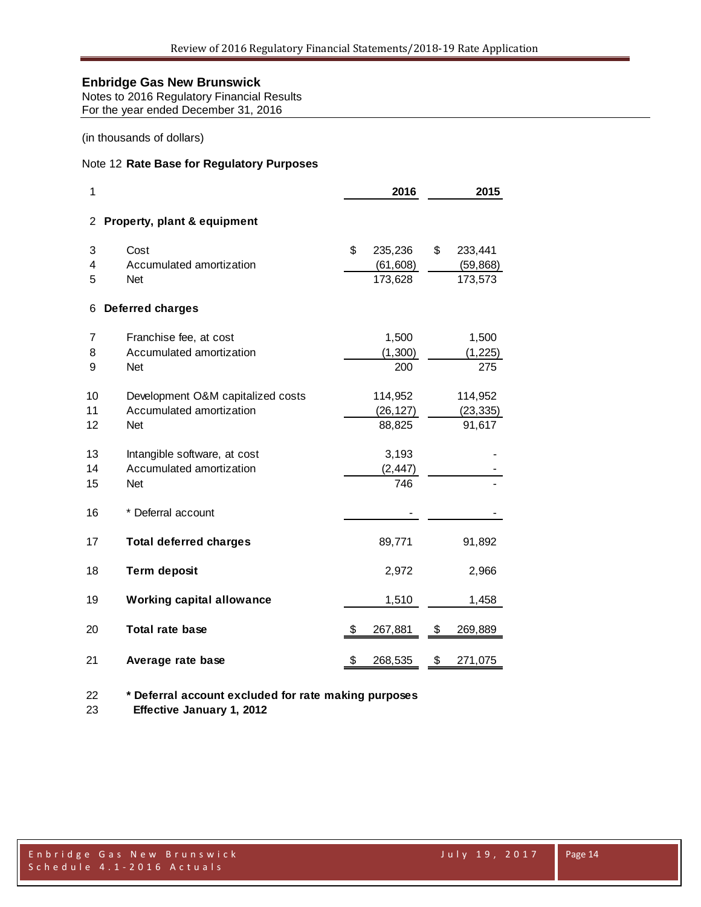**Enbridge Gas New Brunswick**
Notes to 2016 Regulatory Financial Results
For the year ended December 31, 2016

(in thousands of dollars)

Note 12 **Rate Base for Regulatory Purposes**

| 1 | | 2016 | 2015 |
|---|---|---|---|
| 2 | **Property, plant & equipment** | | |
| 3 | Cost | $ 235,236 | $ 233,441 |
| 4 | Accumulated amortization | (61,608) | (59,868) |
| 5 | Net | 173,628 | 173,573 |
| 6 | **Deferred charges** | | |
| 7 | Franchise fee, at cost | 1,500 | 1,500 |
| 8 | Accumulated amortization | (1,300) | (1,225) |
| 9 | Net | 200 | 275 |
| 10 | Development O&M capitalized costs | 114,952 | 114,952 |
| 11 | Accumulated amortization | (26,127) | (23,335) |
| 12 | Net | 88,825 | 91,617 |
| 13 | Intangible software, at cost | 3,193 | - |
| 14 | Accumulated amortization | (2,447) | - |
| 15 | Net | 746 | - |
| 16 | * Deferral account | - | - |
| 17 | **Total deferred charges** | 89,771 | 91,892 |
| 18 | **Term deposit** | 2,972 | 2,966 |
| 19 | **Working capital allowance** | 1,510 | 1,458 |
| 20 | **Total rate base** | $ 267,881 | $ 269,889 |
| 21 | **Average rate base** | $ 268,535 | $ 271,075 |

22 **\* Deferral account excluded for rate making purposes**
23 **Effective January 1, 2012**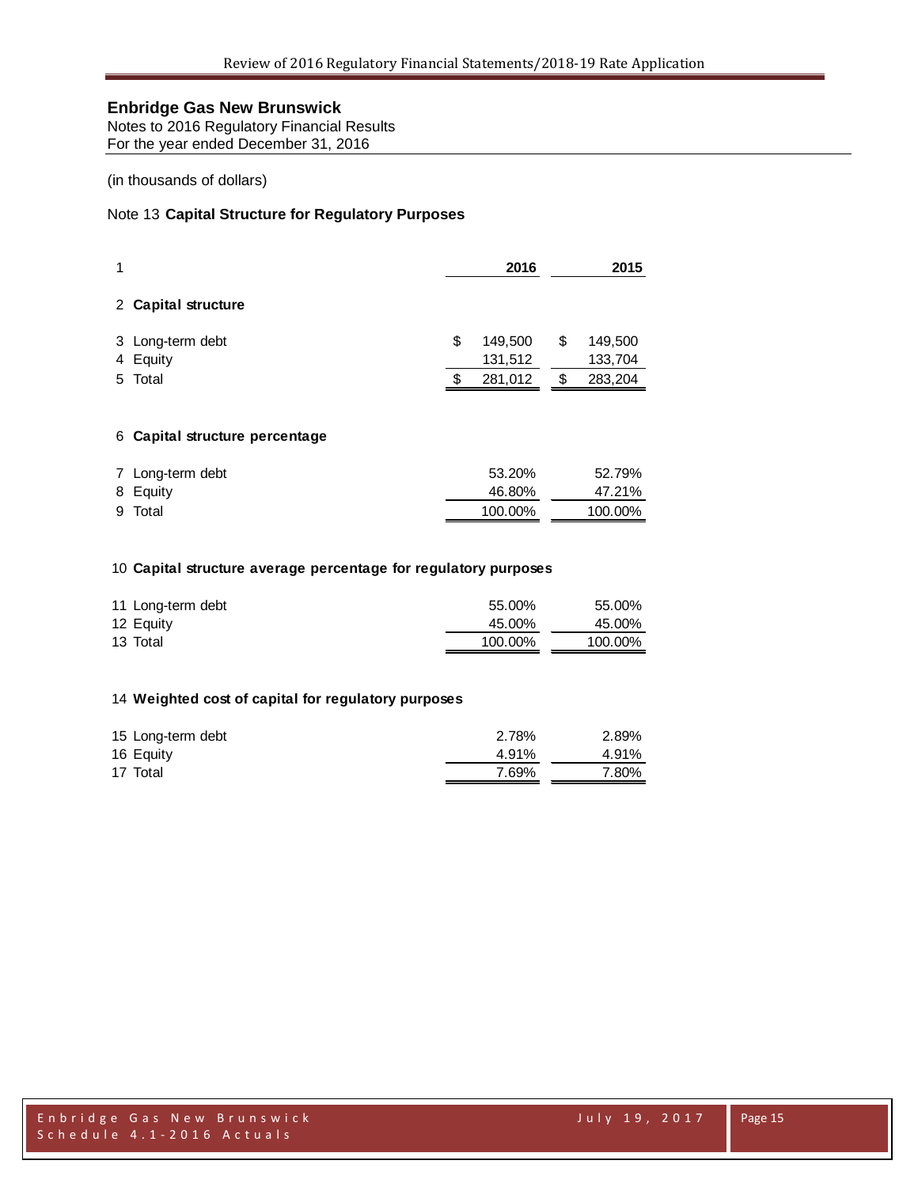## Enbridge Gas New Brunswick

Notes to 2016 Regulatory Financial Results
For the year ended December 31, 2016

(in thousands of dollars)

### Note 13 **Capital Structure for Regulatory Purposes**

| 1 | | 2016 | 2015 |
|---|---|---|---|
| 2 | **Capital structure** | | |
| 3 | Long-term debt | $ 149,500 | $ 149,500 |
| 4 | Equity | 131,512 | 133,704 |
| 5 | Total | $ 281,012 | $ 283,204 |
| 6 | **Capital structure percentage** | | |
| 7 | Long-term debt | 53.20% | 52.79% |
| 8 | Equity | 46.80% | 47.21% |
| 9 | Total | 100.00% | 100.00% |
| 10 | **Capital structure average percentage for regulatory purposes** | | |
| 11 | Long-term debt | 55.00% | 55.00% |
| 12 | Equity | 45.00% | 45.00% |
| 13 | Total | 100.00% | 100.00% |
| 14 | **Weighted cost of capital for regulatory purposes** | | |
| 15 | Long-term debt | 2.78% | 2.89% |
| 16 | Equity | 4.91% | 4.91% |
| 17 | Total | 7.69% | 7.80% |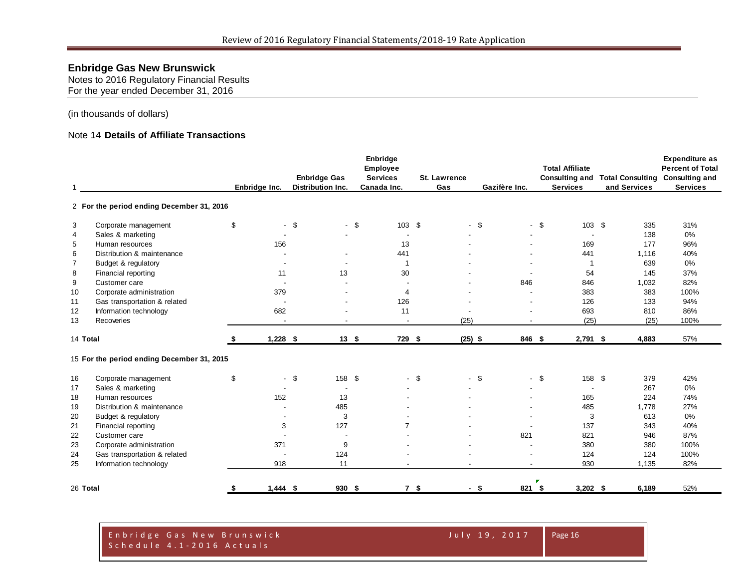# Enbridge Gas New Brunswick

Notes to 2016 Regulatory Financial Results
For the year ended December 31, 2016

(in thousands of dollars)

## Note 14 **Details of Affiliate Transactions**

| 1 | | Enbridge Inc. | Enbridge Gas Distribution Inc. | Enbridge Employee Services Canada Inc. | St. Lawrence Gas | Gazifère Inc. | Total Affiliate Consulting and Services | Total Consulting and Services | Expenditure as Percent of Total Consulting and Services |
|---|---|---|---|---|---|---|---|---|---|
| 2 | **For the period ending December 31, 2016** | | | | | | | | |
| 3 | Corporate management | $ - | $ - | $ 103 | $ - | $ - | $ 103 | $ 335 | 31% |
| 4 | Sales & marketing | - | - | - | - | - | - | 138 | 0% |
| 5 | Human resources | 156 | | 13 | - | - | 169 | 177 | 96% |
| 6 | Distribution & maintenance | - | - | 441 | - | - | 441 | 1,116 | 40% |
| 7 | Budget & regulatory | - | - | 1 | - | - | 1 | 639 | 0% |
| 8 | Financial reporting | 11 | 13 | 30 | - | - | 54 | 145 | 37% |
| 9 | Customer care | - | - | - | - | 846 | 846 | 1,032 | 82% |
| 10 | Corporate administration | 379 | - | 4 | - | - | 383 | 383 | 100% |
| 11 | Gas transportation & related | - | - | 126 | - | - | 126 | 133 | 94% |
| 12 | Information technology | 682 | - | 11 | - | - | 693 | 810 | 86% |
| 13 | Recoveries | - | - | - | (25) | - | (25) | (25) | 100% |
| 14 | **Total** | **$ 1,228** | **$ 13** | **$ 729** | **$ (25)** | **$ 846** | **$ 2,791** | **$ 4,883** | 57% |
| 15 | **For the period ending December 31, 2015** | | | | | | | | |
| 16 | Corporate management | $ - | $ 158 | $ - | $ - | $ - | $ 158 | $ 379 | 42% |
| 17 | Sales & marketing | - | - | - | - | - | - | 267 | 0% |
| 18 | Human resources | 152 | 13 | - | - | - | 165 | 224 | 74% |
| 19 | Distribution & maintenance | - | 485 | - | - | - | 485 | 1,778 | 27% |
| 20 | Budget & regulatory | - | 3 | - | - | - | 3 | 613 | 0% |
| 21 | Financial reporting | 3 | 127 | 7 | - | - | 137 | 343 | 40% |
| 22 | Customer care | - | - | - | - | 821 | 821 | 946 | 87% |
| 23 | Corporate administration | 371 | 9 | - | - | - | 380 | 380 | 100% |
| 24 | Gas transportation & related | - | 124 | - | - | - | 124 | 124 | 100% |
| 25 | Information technology | 918 | 11 | - | - | - | 930 | 1,135 | 82% |
| 26 | **Total** | **$ 1,444** | **$ 930** | **$ 7** | **$ -** | **$ 821** | **$ 3,202** | **$ 6,189** | 52% |

Enbridge Gas New Brunswick
Schedule 4.1-2016 Actuals
July 19, 2017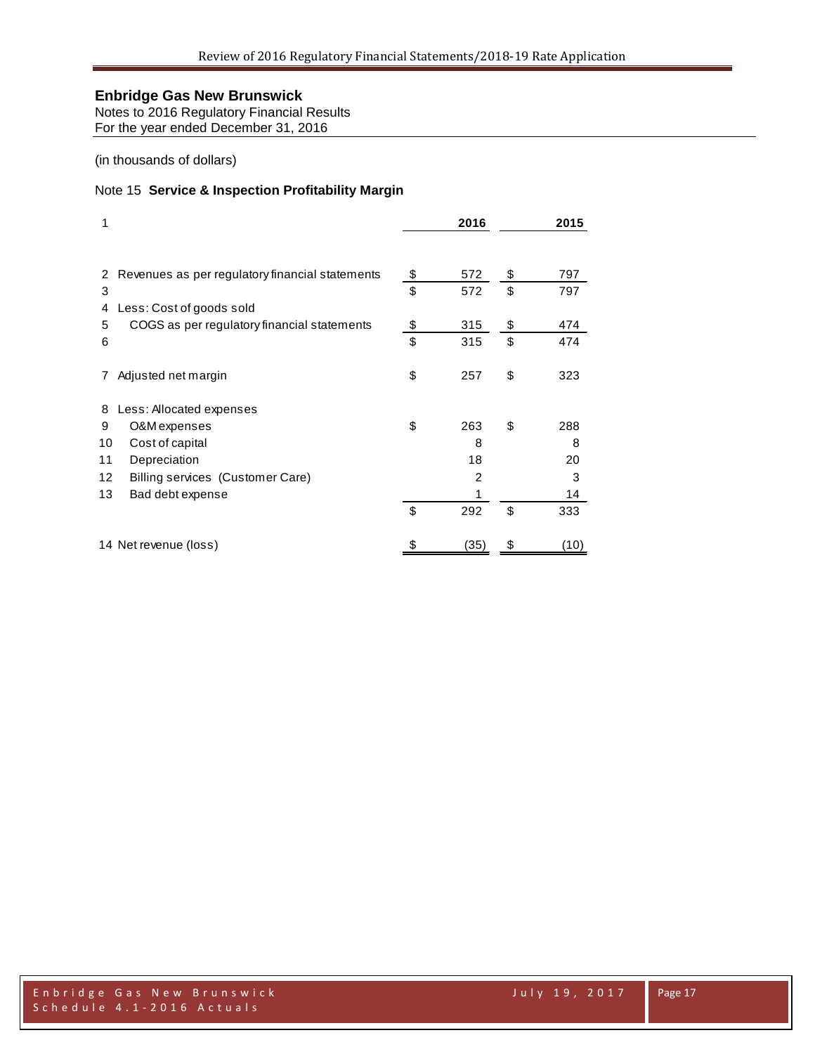**Enbridge Gas New Brunswick**

Notes to 2016 Regulatory Financial Results
For the year ended December 31, 2016

(in thousands of dollars)

Note 15 **Service & Inspection Profitability Margin**

| 1 | | | 2016 | | 2015 |
|---|---|---|---|---|---|
| 2 | Revenues as per regulatory financial statements | $ | 572 | $ | 797 |
| 3 | | $ | 572 | $ | 797 |
| 4 | Less: Cost of goods sold | | | | |
| 5 | COGS as per regulatory financial statements | $ | 315 | $ | 474 |
| 6 | | $ | 315 | $ | 474 |
| 7 | Adjusted net margin | $ | 257 | $ | 323 |
| 8 | Less: Allocated expenses | | | | |
| 9 | O&M expenses | $ | 263 | $ | 288 |
| 10 | Cost of capital | | 8 | | 8 |
| 11 | Depreciation | | 18 | | 20 |
| 12 | Billing services (Customer Care) | | 2 | | 3 |
| 13 | Bad debt expense | | 1 | | 14 |
| | | $ | 292 | $ | 333 |
| 14 | Net revenue (loss) | $ | (35) | $ | (10) |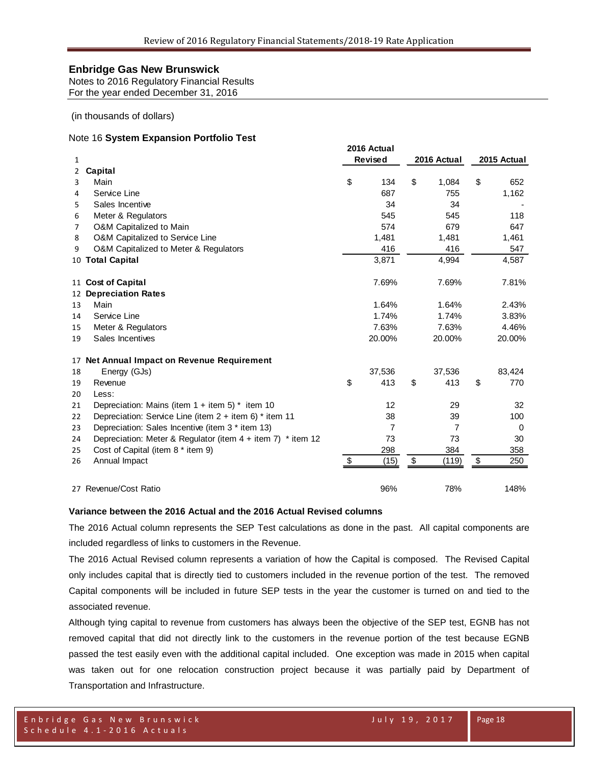## Enbridge Gas New Brunswick

Notes to 2016 Regulatory Financial Results
For the year ended December 31, 2016

(in thousands of dollars)

### Note 16 **System Expansion Portfolio Test**

| # | | 2016 Actual Revised | 2016 Actual | 2015 Actual |
|---|---|---|---|---|
| 1 | | | | |
| 2 | **Capital** | | | |
| 3 | Main | $ 134 | $ 1,084 | $ 652 |
| 4 | Service Line | 687 | 755 | 1,162 |
| 5 | Sales Incentive | 34 | 34 | - |
| 6 | Meter & Regulators | 545 | 545 | 118 |
| 7 | O&M Capitalized to Main | 574 | 679 | 647 |
| 8 | O&M Capitalized to Service Line | 1,481 | 1,481 | 1,461 |
| 9 | O&M Capitalized to Meter & Regulators | 416 | 416 | 547 |
| 10 | **Total Capital** | 3,871 | 4,994 | 4,587 |
| | | | | |
| 11 | **Cost of Capital** | 7.69% | 7.69% | 7.81% |
| 12 | **Depreciation Rates** | | | |
| 13 | Main | 1.64% | 1.64% | 2.43% |
| 14 | Service Line | 1.74% | 1.74% | 3.83% |
| 15 | Meter & Regulators | 7.63% | 7.63% | 4.46% |
| 19 | Sales Incentives | 20.00% | 20.00% | 20.00% |
| | | | | |
| 17 | **Net Annual Impact on Revenue Requirement** | | | |
| 18 | Energy (GJs) | 37,536 | 37,536 | 83,424 |
| 19 | Revenue | $ 413 | $ 413 | $ 770 |
| 20 | Less: | | | |
| 21 | Depreciation: Mains (item 1 + item 5) * item 10 | 12 | 29 | 32 |
| 22 | Depreciation: Service Line (item 2 + item 6) * item 11 | 38 | 39 | 100 |
| 23 | Depreciation: Sales Incentive (item 3 * item 13) | 7 | 7 | 0 |
| 24 | Depreciation: Meter & Regulator (item 4 + item 7) * item 12 | 73 | 73 | 30 |
| 25 | Cost of Capital (item 8 * item 9) | 298 | 384 | 358 |
| 26 | Annual Impact | $ (15) | $ (119) | $ 250 |
| | | | | |
| 27 | Revenue/Cost Ratio | 96% | 78% | 148% |

**Variance between the 2016 Actual and the 2016 Actual Revised columns**

The 2016 Actual column represents the SEP Test calculations as done in the past. All capital components are included regardless of links to customers in the Revenue.

The 2016 Actual Revised column represents a variation of how the Capital is composed. The Revised Capital only includes capital that is directly tied to customers included in the revenue portion of the test. The removed Capital components will be included in future SEP tests in the year the customer is turned on and tied to the associated revenue.

Although tying capital to revenue from customers has always been the objective of the SEP test, EGNB has not removed capital that did not directly link to the customers in the revenue portion of the test because EGNB passed the test easily even with the additional capital included. One exception was made in 2015 when capital was taken out for one relocation construction project because it was partially paid by Department of Transportation and Infrastructure.